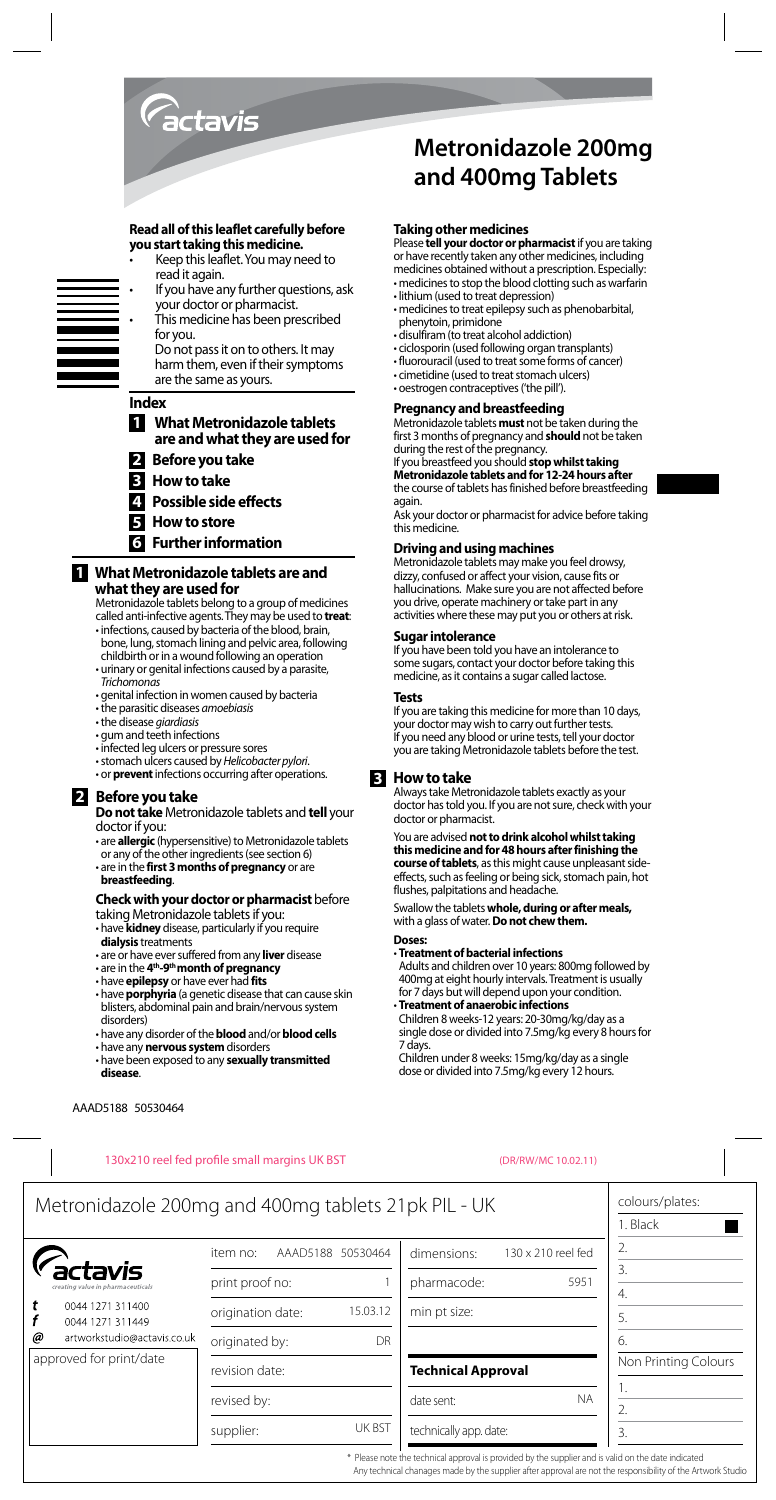actavis

# Metronidazole 200mg and 400mg Tablets

**Read all of this leaflet carefully before you start taking this medicine.**

- Keep this leaflet. You may need to read it again.
- If you have any further questions, ask your doctor or pharmacist.
- This medicine has been prescribed for you. Do not pass it on to others. It may harm them, even if their symptoms are the same as yours.

## Index

1. **What Metronidazole tablets are and what they are used for**
2. **Before you take**
3. **How to take**
4. **Possible side effects**
5. **How to store**
6. **Further information**

## 1 What Metronidazole tablets are and what they are used for

Metronidazole tablets belong to a group of medicines called anti-infective agents. They may be used to **treat**:

- infections, caused by bacteria of the blood, brain, bone, lung, stomach lining and pelvic area, following childbirth or in a wound following an operation
- urinary or genital infections caused by a parasite, *Trichomonas*
- genital infection in women caused by bacteria
- the parasitic diseases *amoebiasis*
- the disease *giardiasis*
- gum and teeth infections
- infected leg ulcers or pressure sores
- stomach ulcers caused by *Helicobacter pylori*.
- or **prevent** infections occurring after operations.

## 2 Before you take

**Do not take** Metronidazole tablets and **tell** your doctor if you:

- are **allergic** (hypersensitive) to Metronidazole tablets or any of the other ingredients (see section 6)
- are in the **first 3 months of pregnancy** or are **breastfeeding**.

**Check with your doctor or pharmacist** before taking Metronidazole tablets if you:

- have **kidney** disease, particularly if you require **dialysis** treatments
- are or have ever suffered from any **liver** disease
- are in the **4th-9th month of pregnancy**
- have **epilepsy** or have ever had **fits**
- have **porphyria** (a genetic disease that can cause skin blisters, abdominal pain and brain/nervous system disorders)
- have any disorder of the **blood** and/or **blood cells**
- have any **nervous system** disorders
- have been exposed to any **sexually transmitted disease**.

### Taking other medicines

Please **tell your doctor or pharmacist** if you are taking or have recently taken any other medicines, including medicines obtained without a prescription. Especially:

- medicines to stop the blood clotting such as warfarin
- lithium (used to treat depression)
- medicines to treat epilepsy such as phenobarbital, phenytoin, primidone
- disulfiram (to treat alcohol addiction)
- ciclosporin (used following organ transplants)
- fluorouracil (used to treat some forms of cancer)
- cimetidine (used to treat stomach ulcers)
- oestrogen contraceptives ('the pill').

### Pregnancy and breastfeeding

Metronidazole tablets **must** not be taken during the first 3 months of pregnancy and **should** not be taken during the rest of the pregnancy.

If you breastfeed you should **stop whilst taking Metronidazole tablets and for 12-24 hours after** the course of tablets has finished before breastfeeding again.

Ask your doctor or pharmacist for advice before taking this medicine.

### Driving and using machines

Metronidazole tablets may make you feel drowsy, dizzy, confused or affect your vision, cause fits or hallucinations. Make sure you are not affected before you drive, operate machinery or take part in any activities where these may put you or others at risk.

### Sugar intolerance

If you have been told you have an intolerance to some sugars, contact your doctor before taking this medicine, as it contains a sugar called lactose.

### Tests

If you are taking this medicine for more than 10 days, your doctor may wish to carry out further tests. If you need any blood or urine tests, tell your doctor you are taking Metronidazole tablets before the test.

## 3 How to take

Always take Metronidazole tablets exactly as your doctor has told you. If you are not sure, check with your doctor or pharmacist.

You are advised **not to drink alcohol whilst taking this medicine and for 48 hours after finishing the course of tablets**, as this might cause unpleasant side-effects, such as feeling or being sick, stomach pain, hot flushes, palpitations and headache.

Swallow the tablets **whole, during or after meals,** with a glass of water. **Do not chew them.**

**Doses:**

- **Treatment of bacterial infections**
  Adults and children over 10 years: 800mg followed by 400mg at eight hourly intervals. Treatment is usually for 7 days but will depend upon your condition.
- **Treatment of anaerobic infections**
  Children 8 weeks-12 years: 20-30mg/kg/day as a single dose or divided into 7.5mg/kg every 8 hours for 7 days.
  Children under 8 weeks: 15mg/kg/day as a single dose or divided into 7.5mg/kg every 12 hours.

AAAD5188 50530464

130x210 reel fed profile small margins UK BST (DR/RW/MC 10.02.11)

Metronidazole 200mg and 400mg tablets 21pk PIL - UK

actavis
creating value in pharmaceuticals

t 0044 1271 311400
f 0044 1271 311449
@ artworkstudio@actavis.co.uk

approved for print/date

| | | | | colours/plates: |
|---|---|---|---|---|
| item no: | AAAD5188 50530464 | dimensions: | 130 x 210 reel fed | 1. Black |
| print proof no: | 1 | pharmacode: | 5951 | 2. |
| origination date: | 15.03.12 | min pt size: | | 3. |
| originated by: | DR | | | 4. |
| revision date: | | **Technical Approval** | | 5. |
| revised by: | | date sent: | NA | 6. |
| supplier: | UK BST | technically app. date: | | Non Printing Colours: 1. 2. 3. |

\* Please note the technical approval is provided by the supplier and is valid on the date indicated
Any technical chanages made by the supplier after approval are not the responsibility of the Artwork Studio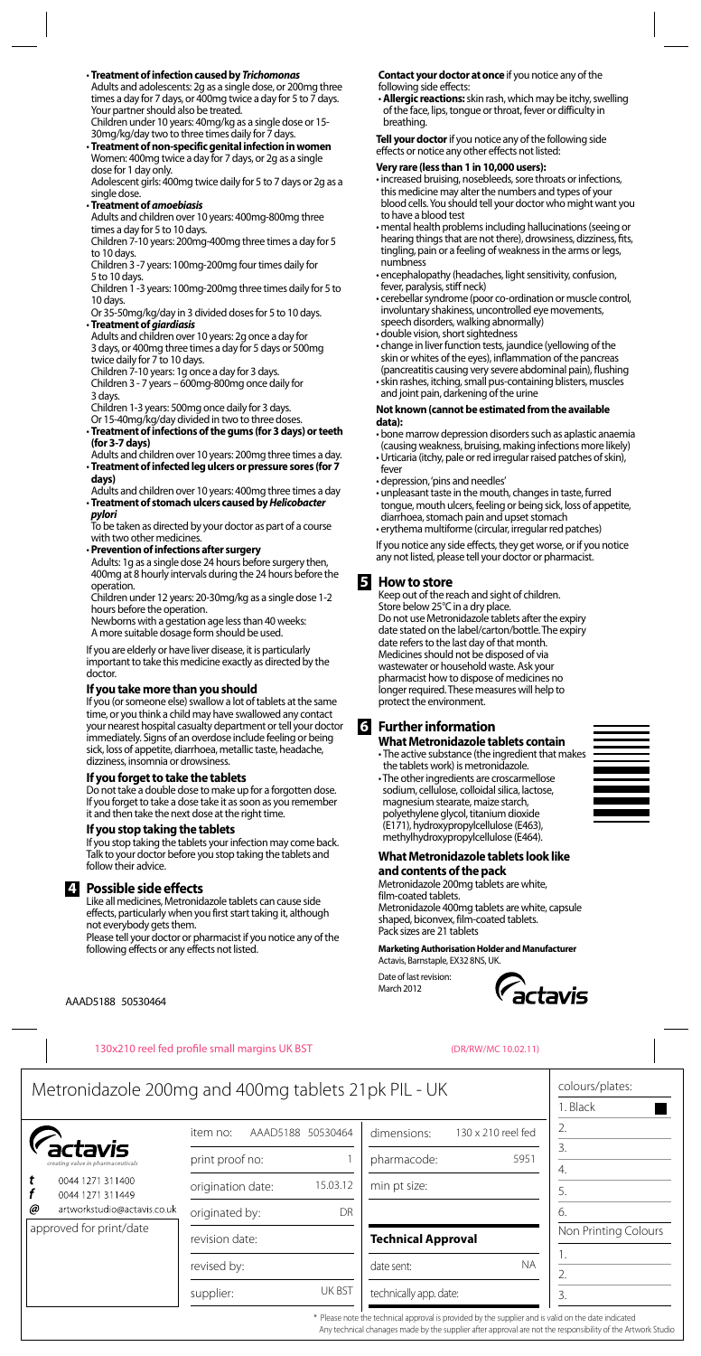- **Treatment of infection caused by *Trichomonas***
  Adults and adolescents: 2g as a single dose, or 200mg three times a day for 7 days, or 400mg twice a day for 5 to 7 days. Your partner should also be treated.
  Children under 10 years: 40mg/kg as a single dose or 15-30mg/kg/day two to three times daily for 7 days.
- **Treatment of non-specific genital infection in women**
  Women: 400mg twice a day for 7 days, or 2g as a single dose for 1 day only.
  Adolescent girls: 400mg twice daily for 5 to 7 days or 2g as a single dose.
- **Treatment of *amoebiasis***
  Adults and children over 10 years: 400mg-800mg three times a day for 5 to 10 days.
  Children 7-10 years: 200mg-400mg three times a day for 5 to 10 days.
  Children 3 -7 years: 100mg-200mg four times daily for 5 to 10 days.
  Children 1 -3 years: 100mg-200mg three times daily for 5 to 10 days.
  Or 35-50mg/kg/day in 3 divided doses for 5 to 10 days.
- **Treatment of *giardiasis***
  Adults and children over 10 years: 2g once a day for 3 days, or 400mg three times a day for 5 days or 500mg twice daily for 7 to 10 days.
  Children 7-10 years: 1g once a day for 3 days.
  Children 3 - 7 years – 600mg-800mg once daily for 3 days.
  Children 1-3 years: 500mg once daily for 3 days.
  Or 15-40mg/kg/day divided in two to three doses.
- **Treatment of infections of the gums (for 3 days) or teeth (for 3-7 days)**
  Adults and children over 10 years: 200mg three times a day.
- **Treatment of infected leg ulcers or pressure sores (for 7 days)**
  Adults and children over 10 years: 400mg three times a day
- **Treatment of stomach ulcers caused by *Helicobacter pylori***
  To be taken as directed by your doctor as part of a course with two other medicines.
- **Prevention of infections after surgery**
  Adults: 1g as a single dose 24 hours before surgery then, 400mg at 8 hourly intervals during the 24 hours before the operation.
  Children under 12 years: 20-30mg/kg as a single dose 1-2 hours before the operation.
  Newborns with a gestation age less than 40 weeks: A more suitable dosage form should be used.

If you are elderly or have liver disease, it is particularly important to take this medicine exactly as directed by the doctor.

### If you take more than you should

If you (or someone else) swallow a lot of tablets at the same time, or you think a child may have swallowed any contact your nearest hospital casualty department or tell your doctor immediately. Signs of an overdose include feeling or being sick, loss of appetite, diarrhoea, metallic taste, headache, dizziness, insomnia or drowsiness.

### If you forget to take the tablets

Do not take a double dose to make up for a forgotten dose. If you forget to take a dose take it as soon as you remember it and then take the next dose at the right time.

### If you stop taking the tablets

If you stop taking the tablets your infection may come back. Talk to your doctor before you stop taking the tablets and follow their advice.

## 4 Possible side effects

Like all medicines, Metronidazole tablets can cause side effects, particularly when you first start taking it, although not everybody gets them.
Please tell your doctor or pharmacist if you notice any of the following effects or any effects not listed.

**Contact your doctor at once** if you notice any of the following side effects:
- **Allergic reactions:** skin rash, which may be itchy, swelling of the face, lips, tongue or throat, fever or difficulty in breathing.

**Tell your doctor** if you notice any of the following side effects or notice any other effects not listed:

**Very rare (less than 1 in 10,000 users):**
- increased bruising, nosebleeds, sore throats or infections, this medicine may alter the numbers and types of your blood cells. You should tell your doctor who might want you to have a blood test
- mental health problems including hallucinations (seeing or hearing things that are not there), drowsiness, dizziness, fits, tingling, pain or a feeling of weakness in the arms or legs, numbness
- encephalopathy (headaches, light sensitivity, confusion, fever, paralysis, stiff neck)
- cerebellar syndrome (poor co-ordination or muscle control, involuntary shakiness, uncontrolled eye movements, speech disorders, walking abnormally)
- double vision, short sightedness
- change in liver function tests, jaundice (yellowing of the skin or whites of the eyes), inflammation of the pancreas (pancreatitis causing very severe abdominal pain), flushing
- skin rashes, itching, small pus-containing blisters, muscles and joint pain, darkening of the urine

**Not known (cannot be estimated from the available data):**
- bone marrow depression disorders such as aplastic anaemia (causing weakness, bruising, making infections more likely)
- Urticaria (itchy, pale or red irregular raised patches of skin), fever
- depression, 'pins and needles'
- unpleasant taste in the mouth, changes in taste, furred tongue, mouth ulcers, feeling or being sick, loss of appetite, diarrhoea, stomach pain and upset stomach
- erythema multiforme (circular, irregular red patches)

If you notice any side effects, they get worse, or if you notice any not listed, please tell your doctor or pharmacist.

## 5 How to store

Keep out of the reach and sight of children.
Store below 25°C in a dry place.
Do not use Metronidazole tablets after the expiry date stated on the label/carton/bottle. The expiry date refers to the last day of that month.
Medicines should not be disposed of via wastewater or household waste. Ask your pharmacist how to dispose of medicines no longer required. These measures will help to protect the environment.

## 6 Further information

### What Metronidazole tablets contain

- The active substance (the ingredient that makes the tablets work) is metronidazole.
- The other ingredients are croscarmellose sodium, cellulose, colloidal silica, lactose, magnesium stearate, maize starch, polyethylene glycol, titanium dioxide (E171), hydroxypropylcellulose (E463), methylhydroxypropylcellulose (E464).

### What Metronidazole tablets look like and contents of the pack

Metronidazole 200mg tablets are white, film-coated tablets.
Metronidazole 400mg tablets are white, capsule shaped, biconvex, film-coated tablets.
Pack sizes are 21 tablets

**Marketing Authorisation Holder and Manufacturer**
Actavis, Barnstaple, EX32 8NS, UK.

Date of last revision:
March 2012

actavis

AAAD5188 50530464

130x210 reel fed profile small margins UK BST (DR/RW/MC 10.02.11)

Metronidazole 200mg and 400mg tablets 21pk PIL - UK

actavis
creating value in pharmaceuticals
t 0044 1271 311400
f 0044 1271 311449
@ artworkstudio@actavis.co.uk
approved for print/date

| | | | | |
|---|---|---|---|---|
| item no: | AAAD5188 50530464 | dimensions: | 130 x 210 reel fed | colours/plates: |
| print proof no: | 1 | pharmacode: | 5951 | 1. Black |
| origination date: | 15.03.12 | min pt size: | | 2. |
| originated by: | DR | | | 3. |
| revision date: | | **Technical Approval** | | 4. |
| revised by: | | date sent: | NA | 5. |
| supplier: | UK BST | technically app. date: | | 6. |

Non Printing Colours
1.
2.
3.

\* Please note the technical approval is provided by the supplier and is valid on the date indicated
Any technical chanages made by the supplier after approval are not the responsibility of the Artwork Studio